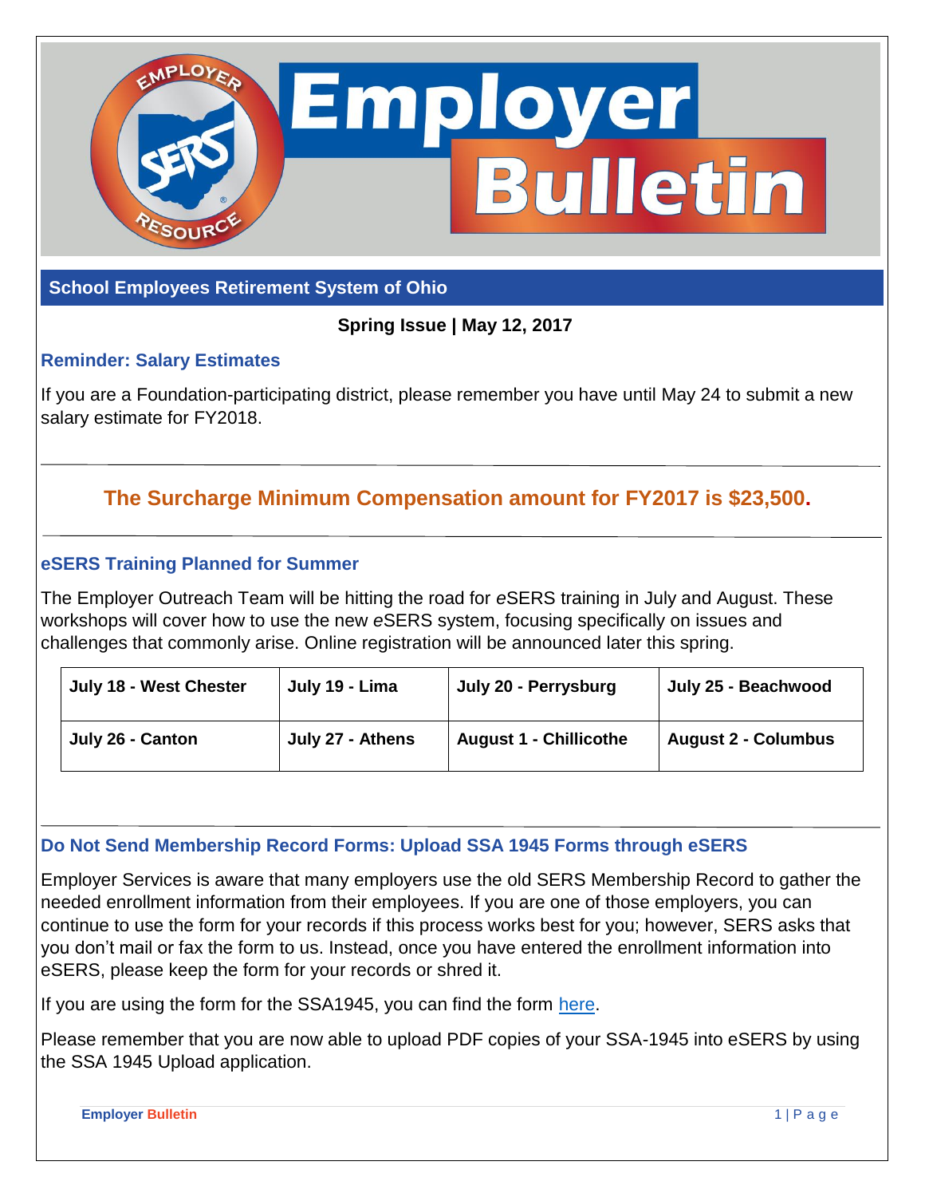# Employer Bulletin

## School Employees Retirement System of Ohio

**Spring Issue | May 12, 2017**

### Reminder: Salary Estimates

If you are a Foundation-participating district, please remember you have until May 24 to submit a new salary estimate for FY2018.

---

**The Surcharge Minimum Compensation amount for FY2017 is $23,500.**

---

### eSERS Training Planned for Summer

The Employer Outreach Team will be hitting the road for *e*SERS training in July and August. These workshops will cover how to use the new *e*SERS system, focusing specifically on issues and challenges that commonly arise. Online registration will be announced later this spring.

| | | | |
|---|---|---|---|
| **July 18 - West Chester** | **July 19 - Lima** | **July 20 - Perrysburg** | **July 25 - Beachwood** |
| **July 26 - Canton** | **July 27 - Athens** | **August 1 - Chillicothe** | **August 2 - Columbus** |

---

### Do Not Send Membership Record Forms: Upload SSA 1945 Forms through eSERS

Employer Services is aware that many employers use the old SERS Membership Record to gather the needed enrollment information from their employees. If you are one of those employers, you can continue to use the form for your records if this process works best for you; however, SERS asks that you don't mail or fax the form to us. Instead, once you have entered the enrollment information into eSERS, please keep the form for your records or shred it.

If you are using the form for the SSA1945, you can find the form here.

Please remember that you are now able to upload PDF copies of your SSA-1945 into eSERS by using the SSA 1945 Upload application.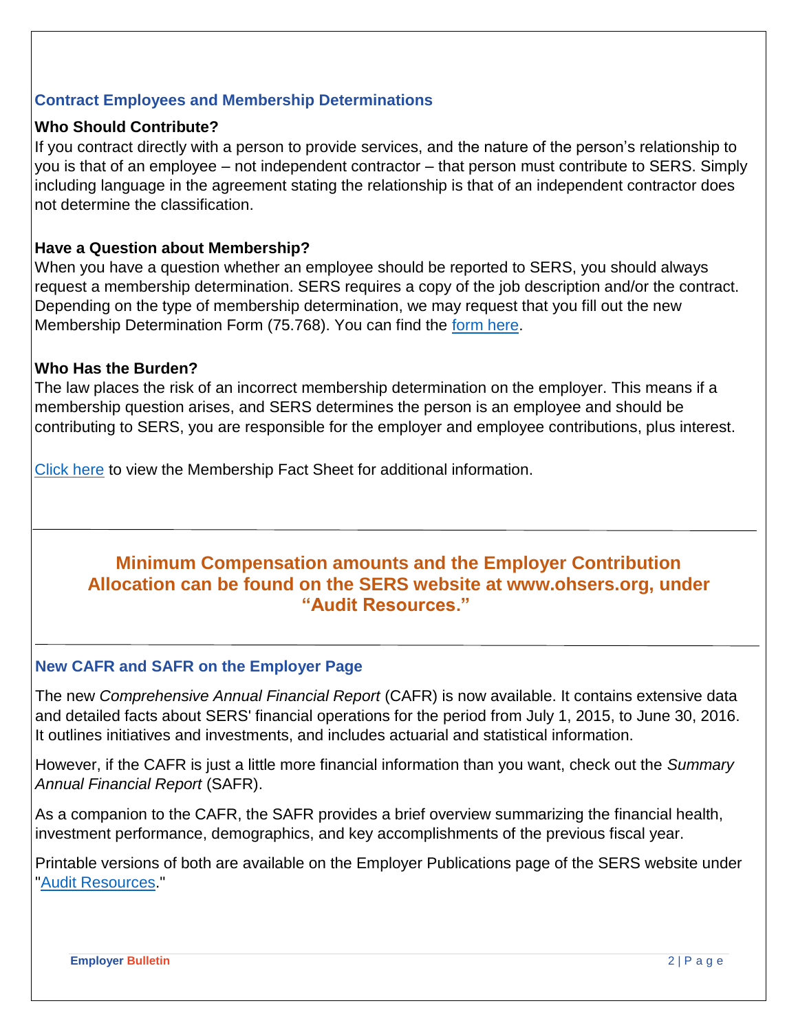## Contract Employees and Membership Determinations

### Who Should Contribute?

If you contract directly with a person to provide services, and the nature of the person's relationship to you is that of an employee – not independent contractor – that person must contribute to SERS. Simply including language in the agreement stating the relationship is that of an independent contractor does not determine the classification.

### Have a Question about Membership?

When you have a question whether an employee should be reported to SERS, you should always request a membership determination. SERS requires a copy of the job description and/or the contract. Depending on the type of membership determination, we may request that you fill out the new Membership Determination Form (75.768). You can find the form here.

### Who Has the Burden?

The law places the risk of an incorrect membership determination on the employer. This means if a membership question arises, and SERS determines the person is an employee and should be contributing to SERS, you are responsible for the employer and employee contributions, plus interest.

Click here to view the Membership Fact Sheet for additional information.

---

**Minimum Compensation amounts and the Employer Contribution Allocation can be found on the SERS website at www.ohsers.org, under "Audit Resources."**

---

## New CAFR and SAFR on the Employer Page

The new *Comprehensive Annual Financial Report* (CAFR) is now available. It contains extensive data and detailed facts about SERS' financial operations for the period from July 1, 2015, to June 30, 2016. It outlines initiatives and investments, and includes actuarial and statistical information.

However, if the CAFR is just a little more financial information than you want, check out the *Summary Annual Financial Report* (SAFR).

As a companion to the CAFR, the SAFR provides a brief overview summarizing the financial health, investment performance, demographics, and key accomplishments of the previous fiscal year.

Printable versions of both are available on the Employer Publications page of the SERS website under "Audit Resources."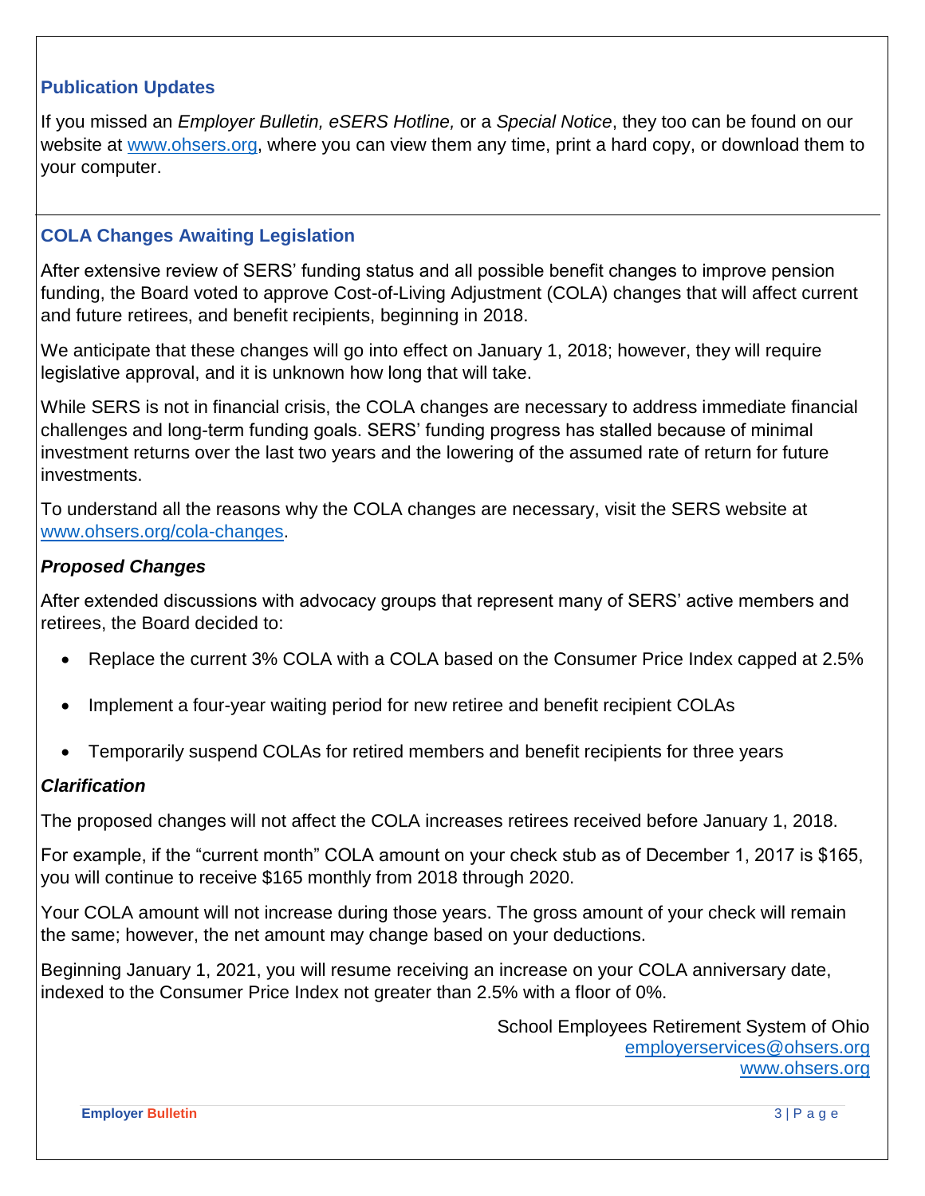## Publication Updates

If you missed an *Employer Bulletin, eSERS Hotline,* or a *Special Notice*, they too can be found on our website at www.ohsers.org, where you can view them any time, print a hard copy, or download them to your computer.

## COLA Changes Awaiting Legislation

After extensive review of SERS' funding status and all possible benefit changes to improve pension funding, the Board voted to approve Cost-of-Living Adjustment (COLA) changes that will affect current and future retirees, and benefit recipients, beginning in 2018.

We anticipate that these changes will go into effect on January 1, 2018; however, they will require legislative approval, and it is unknown how long that will take.

While SERS is not in financial crisis, the COLA changes are necessary to address immediate financial challenges and long-term funding goals. SERS' funding progress has stalled because of minimal investment returns over the last two years and the lowering of the assumed rate of return for future investments.

To understand all the reasons why the COLA changes are necessary, visit the SERS website at www.ohsers.org/cola-changes.

### *Proposed Changes*

After extended discussions with advocacy groups that represent many of SERS' active members and retirees, the Board decided to:

- Replace the current 3% COLA with a COLA based on the Consumer Price Index capped at 2.5%
- Implement a four-year waiting period for new retiree and benefit recipient COLAs
- Temporarily suspend COLAs for retired members and benefit recipients for three years

### *Clarification*

The proposed changes will not affect the COLA increases retirees received before January 1, 2018.

For example, if the "current month" COLA amount on your check stub as of December 1, 2017 is $165, you will continue to receive $165 monthly from 2018 through 2020.

Your COLA amount will not increase during those years. The gross amount of your check will remain the same; however, the net amount may change based on your deductions.

Beginning January 1, 2021, you will resume receiving an increase on your COLA anniversary date, indexed to the Consumer Price Index not greater than 2.5% with a floor of 0%.

School Employees Retirement System of Ohio
employerservices@ohsers.org
www.ohsers.org